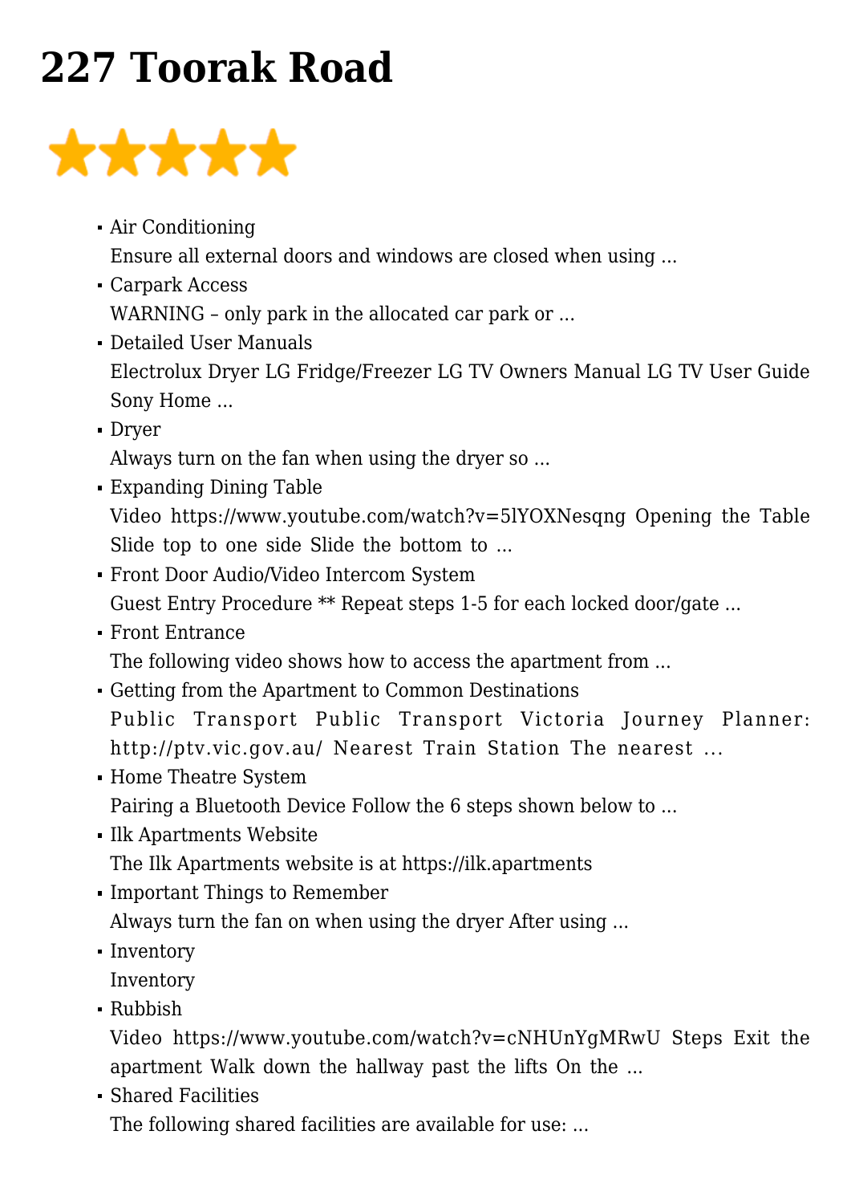# 227 Toorak Road

★★★★★

- Air Conditioning
  Ensure all external doors and windows are closed when using ...
- Carpark Access
  WARNING – only park in the allocated car park or ...
- Detailed User Manuals
  Electrolux Dryer LG Fridge/Freezer LG TV Owners Manual LG TV User Guide Sony Home ...
- Dryer
  Always turn on the fan when using the dryer so ...
- Expanding Dining Table
  Video https://www.youtube.com/watch?v=5lYOXNesqng Opening the Table Slide top to one side Slide the bottom to ...
- Front Door Audio/Video Intercom System
  Guest Entry Procedure ** Repeat steps 1-5 for each locked door/gate ...
- Front Entrance
  The following video shows how to access the apartment from ...
- Getting from the Apartment to Common Destinations
  Public Transport Public Transport Victoria Journey Planner: http://ptv.vic.gov.au/ Nearest Train Station The nearest ...
- Home Theatre System
  Pairing a Bluetooth Device Follow the 6 steps shown below to ...
- Ilk Apartments Website
  The Ilk Apartments website is at https://ilk.apartments
- Important Things to Remember
  Always turn the fan on when using the dryer After using ...
- Inventory
  Inventory
- Rubbish
  Video https://www.youtube.com/watch?v=cNHUnYgMRwU Steps Exit the apartment Walk down the hallway past the lifts On the ...
- Shared Facilities
  The following shared facilities are available for use: ...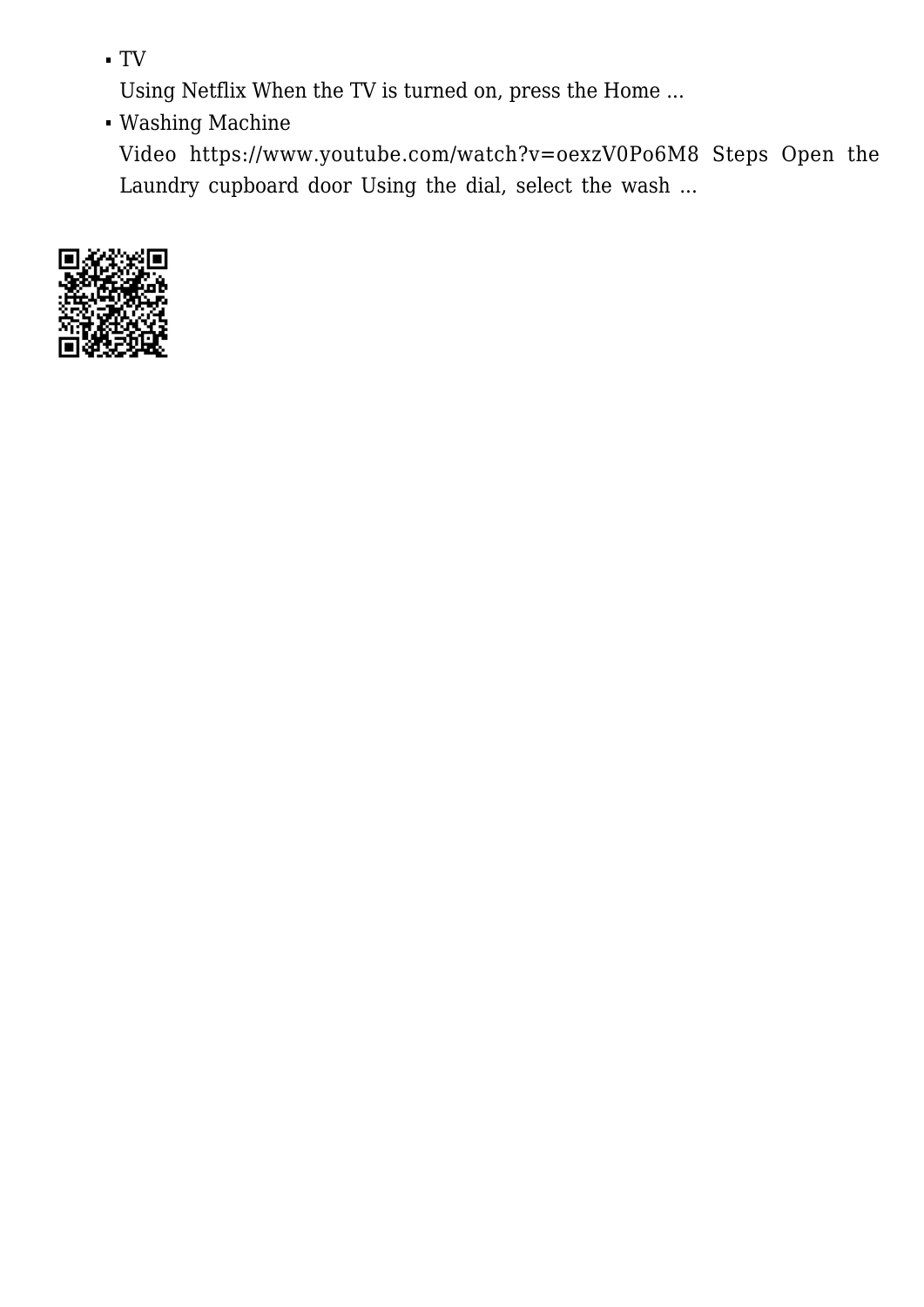- TV

  Using Netflix When the TV is turned on, press the Home ...

- Washing Machine

  Video https://www.youtube.com/watch?v=oexzV0Po6M8 Steps Open the Laundry cupboard door Using the dial, select the wash ...